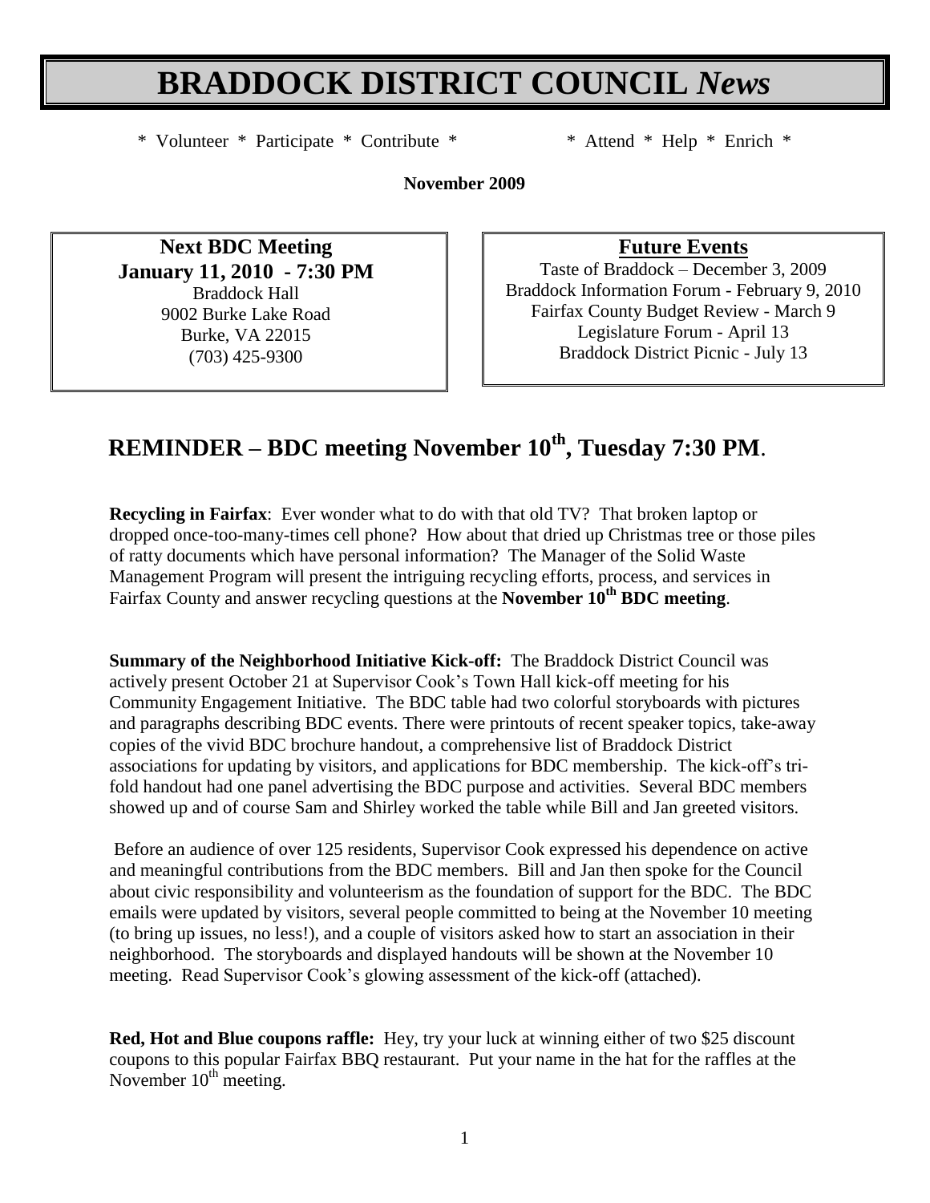# BRADDOCK DISTRICT COUNCIL *News*

\* Volunteer \* Participate \* Contribute \* \* Attend \* Help \* Enrich \*

**November 2009**

**Next BDC Meeting**
**January 11, 2010 - 7:30 PM**
Braddock Hall
9002 Burke Lake Road
Burke, VA 22015
(703) 425-9300

**Future Events**
Taste of Braddock – December 3, 2009
Braddock Information Forum - February 9, 2010
Fairfax County Budget Review - March 9
Legislature Forum - April 13
Braddock District Picnic - July 13

## REMINDER – BDC meeting November 10th, Tuesday 7:30 PM.

**Recycling in Fairfax**: Ever wonder what to do with that old TV? That broken laptop or dropped once-too-many-times cell phone? How about that dried up Christmas tree or those piles of ratty documents which have personal information? The Manager of the Solid Waste Management Program will present the intriguing recycling efforts, process, and services in Fairfax County and answer recycling questions at the **November 10th BDC meeting**.

**Summary of the Neighborhood Initiative Kick-off:** The Braddock District Council was actively present October 21 at Supervisor Cook's Town Hall kick-off meeting for his Community Engagement Initiative. The BDC table had two colorful storyboards with pictures and paragraphs describing BDC events. There were printouts of recent speaker topics, take-away copies of the vivid BDC brochure handout, a comprehensive list of Braddock District associations for updating by visitors, and applications for BDC membership. The kick-off's tri-fold handout had one panel advertising the BDC purpose and activities. Several BDC members showed up and of course Sam and Shirley worked the table while Bill and Jan greeted visitors.

Before an audience of over 125 residents, Supervisor Cook expressed his dependence on active and meaningful contributions from the BDC members. Bill and Jan then spoke for the Council about civic responsibility and volunteerism as the foundation of support for the BDC. The BDC emails were updated by visitors, several people committed to being at the November 10 meeting (to bring up issues, no less!), and a couple of visitors asked how to start an association in their neighborhood. The storyboards and displayed handouts will be shown at the November 10 meeting. Read Supervisor Cook's glowing assessment of the kick-off (attached).

**Red, Hot and Blue coupons raffle:** Hey, try your luck at winning either of two $25 discount coupons to this popular Fairfax BBQ restaurant. Put your name in the hat for the raffles at the November 10th meeting.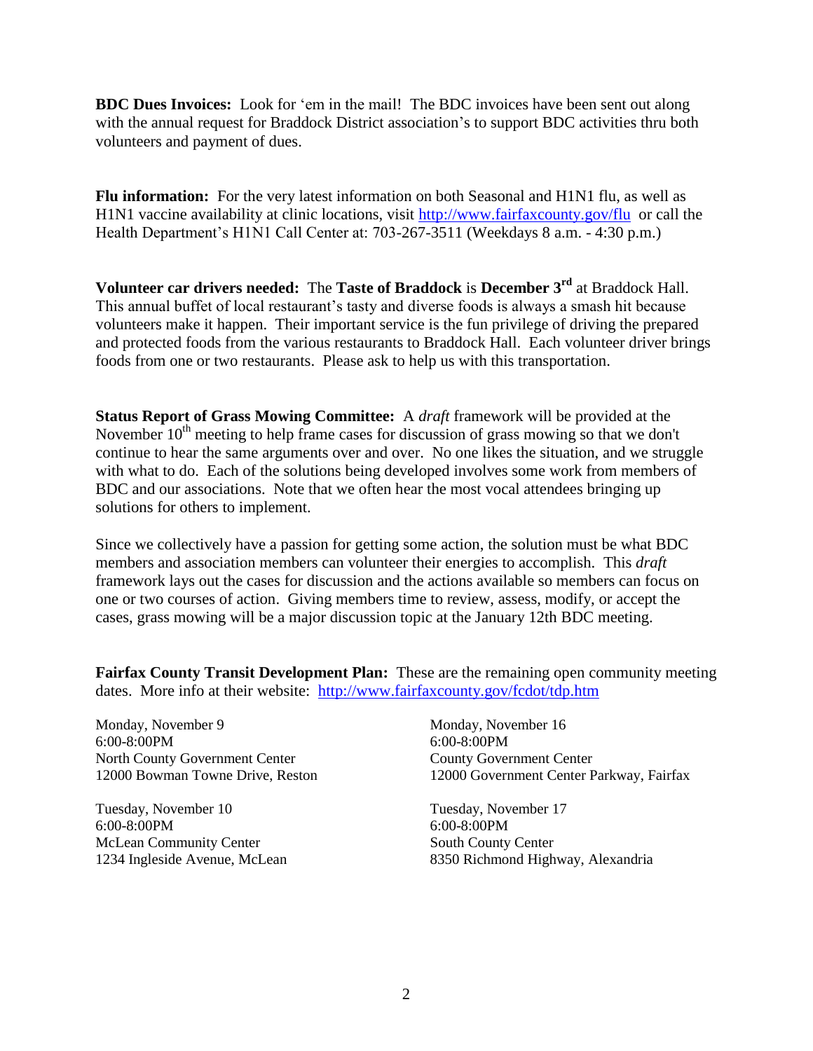**BDC Dues Invoices:** Look for 'em in the mail! The BDC invoices have been sent out along with the annual request for Braddock District association's to support BDC activities thru both volunteers and payment of dues.

**Flu information:** For the very latest information on both Seasonal and H1N1 flu, as well as H1N1 vaccine availability at clinic locations, visit http://www.fairfaxcounty.gov/flu or call the Health Department's H1N1 Call Center at: 703-267-3511 (Weekdays 8 a.m. - 4:30 p.m.)

**Volunteer car drivers needed:** The **Taste of Braddock** is **December 3rd** at Braddock Hall. This annual buffet of local restaurant's tasty and diverse foods is always a smash hit because volunteers make it happen. Their important service is the fun privilege of driving the prepared and protected foods from the various restaurants to Braddock Hall. Each volunteer driver brings foods from one or two restaurants. Please ask to help us with this transportation.

**Status Report of Grass Mowing Committee:** A *draft* framework will be provided at the November 10th meeting to help frame cases for discussion of grass mowing so that we don't continue to hear the same arguments over and over. No one likes the situation, and we struggle with what to do. Each of the solutions being developed involves some work from members of BDC and our associations. Note that we often hear the most vocal attendees bringing up solutions for others to implement.

Since we collectively have a passion for getting some action, the solution must be what BDC members and association members can volunteer their energies to accomplish. This *draft* framework lays out the cases for discussion and the actions available so members can focus on one or two courses of action. Giving members time to review, assess, modify, or accept the cases, grass mowing will be a major discussion topic at the January 12th BDC meeting.

**Fairfax County Transit Development Plan:** These are the remaining open community meeting dates. More info at their website: http://www.fairfaxcounty.gov/fcdot/tdp.htm

Monday, November 9
6:00-8:00PM
North County Government Center
12000 Bowman Towne Drive, Reston

Tuesday, November 10
6:00-8:00PM
McLean Community Center
1234 Ingleside Avenue, McLean

Monday, November 16
6:00-8:00PM
County Government Center
12000 Government Center Parkway, Fairfax

Tuesday, November 17
6:00-8:00PM
South County Center
8350 Richmond Highway, Alexandria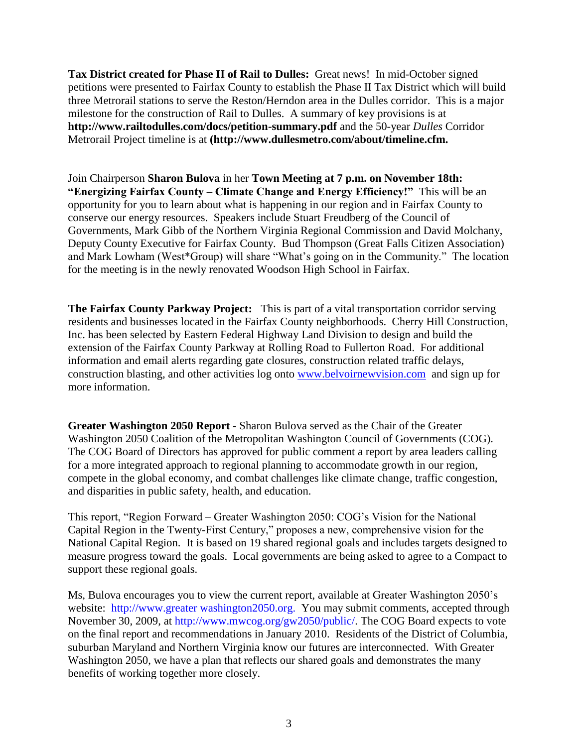**Tax District created for Phase II of Rail to Dulles:** Great news! In mid-October signed petitions were presented to Fairfax County to establish the Phase II Tax District which will build three Metrorail stations to serve the Reston/Herndon area in the Dulles corridor. This is a major milestone for the construction of Rail to Dulles. A summary of key provisions is at **http://www.railtodulles.com/docs/petition-summary.pdf** and the 50-year *Dulles* Corridor Metrorail Project timeline is at **(http://www.dullesmetro.com/about/timeline.cfm.**

Join Chairperson **Sharon Bulova** in her **Town Meeting at 7 p.m. on November 18th: "Energizing Fairfax County – Climate Change and Energy Efficiency!"** This will be an opportunity for you to learn about what is happening in our region and in Fairfax County to conserve our energy resources. Speakers include Stuart Freudberg of the Council of Governments, Mark Gibb of the Northern Virginia Regional Commission and David Molchany, Deputy County Executive for Fairfax County. Bud Thompson (Great Falls Citizen Association) and Mark Lowham (West*Group) will share "What's going on in the Community." The location for the meeting is in the newly renovated Woodson High School in Fairfax.

**The Fairfax County Parkway Project:** This is part of a vital transportation corridor serving residents and businesses located in the Fairfax County neighborhoods. Cherry Hill Construction, Inc. has been selected by Eastern Federal Highway Land Division to design and build the extension of the Fairfax County Parkway at Rolling Road to Fullerton Road. For additional information and email alerts regarding gate closures, construction related traffic delays, construction blasting, and other activities log onto www.belvoirnewvision.com and sign up for more information.

**Greater Washington 2050 Report** - Sharon Bulova served as the Chair of the Greater Washington 2050 Coalition of the Metropolitan Washington Council of Governments (COG). The COG Board of Directors has approved for public comment a report by area leaders calling for a more integrated approach to regional planning to accommodate growth in our region, compete in the global economy, and combat challenges like climate change, traffic congestion, and disparities in public safety, health, and education.

This report, "Region Forward – Greater Washington 2050: COG's Vision for the National Capital Region in the Twenty-First Century," proposes a new, comprehensive vision for the National Capital Region. It is based on 19 shared regional goals and includes targets designed to measure progress toward the goals. Local governments are being asked to agree to a Compact to support these regional goals.

Ms, Bulova encourages you to view the current report, available at Greater Washington 2050's website: http://www.greater washington2050.org. You may submit comments, accepted through November 30, 2009, at http://www.mwcog.org/gw2050/public/. The COG Board expects to vote on the final report and recommendations in January 2010. Residents of the District of Columbia, suburban Maryland and Northern Virginia know our futures are interconnected. With Greater Washington 2050, we have a plan that reflects our shared goals and demonstrates the many benefits of working together more closely.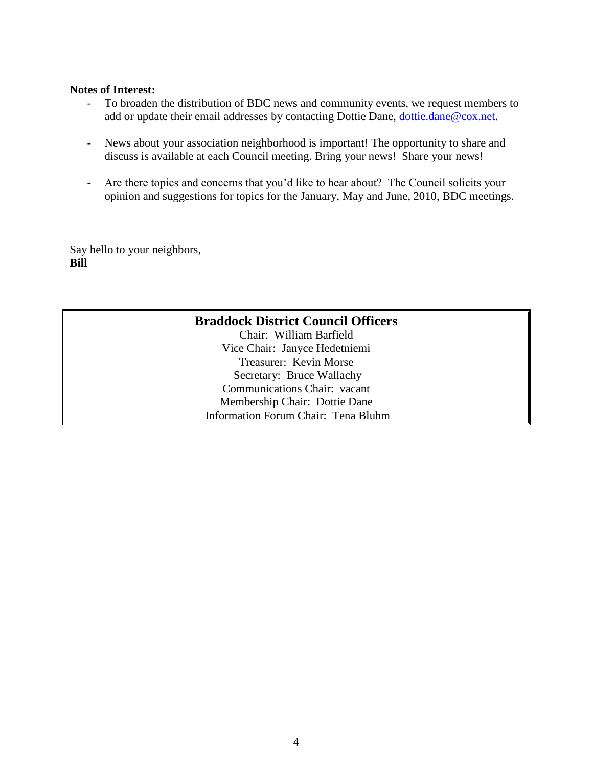**Notes of Interest:**

- To broaden the distribution of BDC news and community events, we request members to add or update their email addresses by contacting Dottie Dane, dottie.dane@cox.net.
- News about your association neighborhood is important! The opportunity to share and discuss is available at each Council meeting. Bring your news! Share your news!
- Are there topics and concerns that you'd like to hear about? The Council solicits your opinion and suggestions for topics for the January, May and June, 2010, BDC meetings.

Say hello to your neighbors,
**Bill**

**Braddock District Council Officers**

Chair: William Barfield
Vice Chair: Janyce Hedetniemi
Treasurer: Kevin Morse
Secretary: Bruce Wallachy
Communications Chair: vacant
Membership Chair: Dottie Dane
Information Forum Chair: Tena Bluhm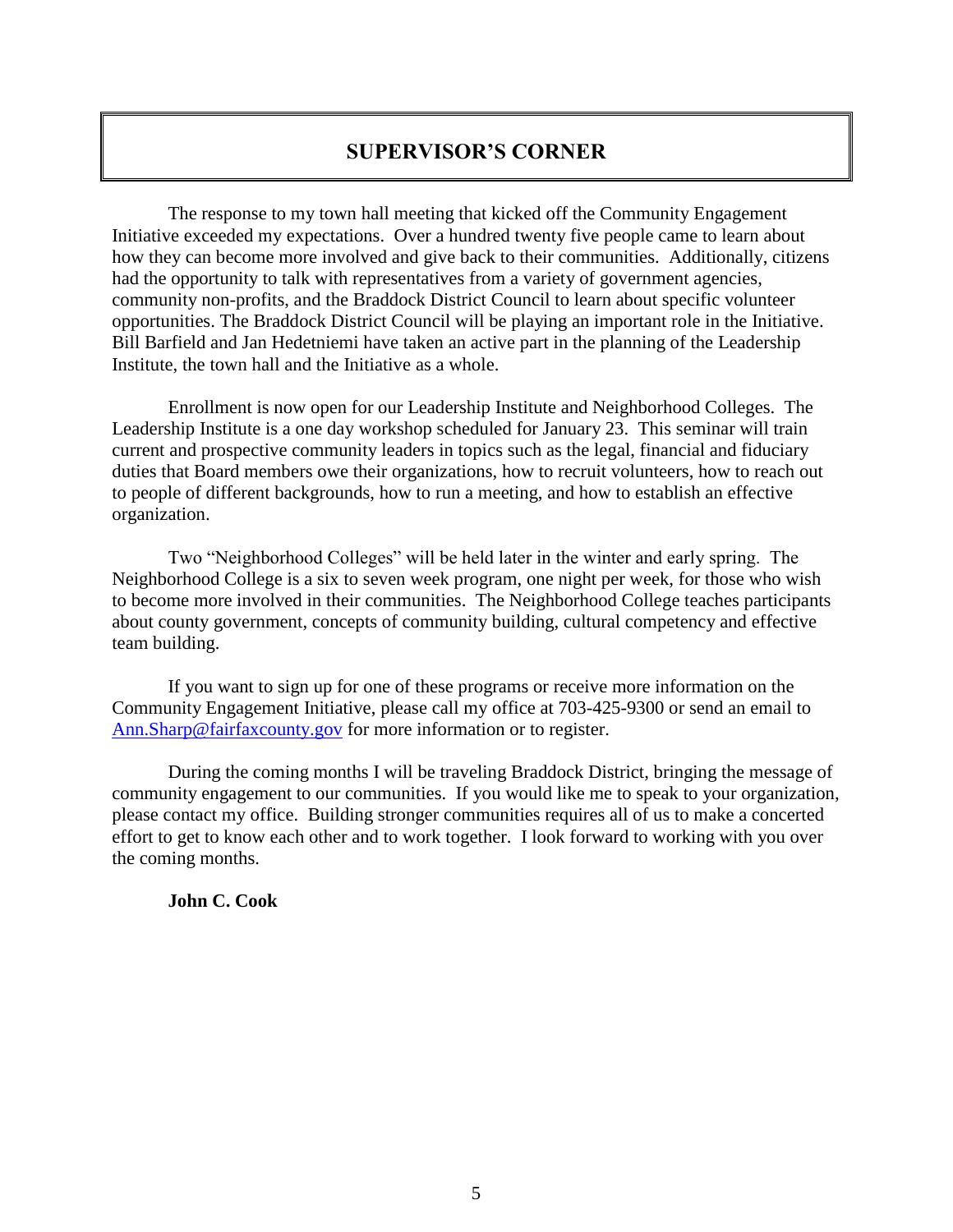## SUPERVISOR'S CORNER

The response to my town hall meeting that kicked off the Community Engagement Initiative exceeded my expectations. Over a hundred twenty five people came to learn about how they can become more involved and give back to their communities. Additionally, citizens had the opportunity to talk with representatives from a variety of government agencies, community non-profits, and the Braddock District Council to learn about specific volunteer opportunities. The Braddock District Council will be playing an important role in the Initiative. Bill Barfield and Jan Hedetniemi have taken an active part in the planning of the Leadership Institute, the town hall and the Initiative as a whole.

Enrollment is now open for our Leadership Institute and Neighborhood Colleges. The Leadership Institute is a one day workshop scheduled for January 23. This seminar will train current and prospective community leaders in topics such as the legal, financial and fiduciary duties that Board members owe their organizations, how to recruit volunteers, how to reach out to people of different backgrounds, how to run a meeting, and how to establish an effective organization.

Two "Neighborhood Colleges" will be held later in the winter and early spring. The Neighborhood College is a six to seven week program, one night per week, for those who wish to become more involved in their communities. The Neighborhood College teaches participants about county government, concepts of community building, cultural competency and effective team building.

If you want to sign up for one of these programs or receive more information on the Community Engagement Initiative, please call my office at 703-425-9300 or send an email to Ann.Sharp@fairfaxcounty.gov for more information or to register.

During the coming months I will be traveling Braddock District, bringing the message of community engagement to our communities. If you would like me to speak to your organization, please contact my office. Building stronger communities requires all of us to make a concerted effort to get to know each other and to work together. I look forward to working with you over the coming months.

**John C. Cook**